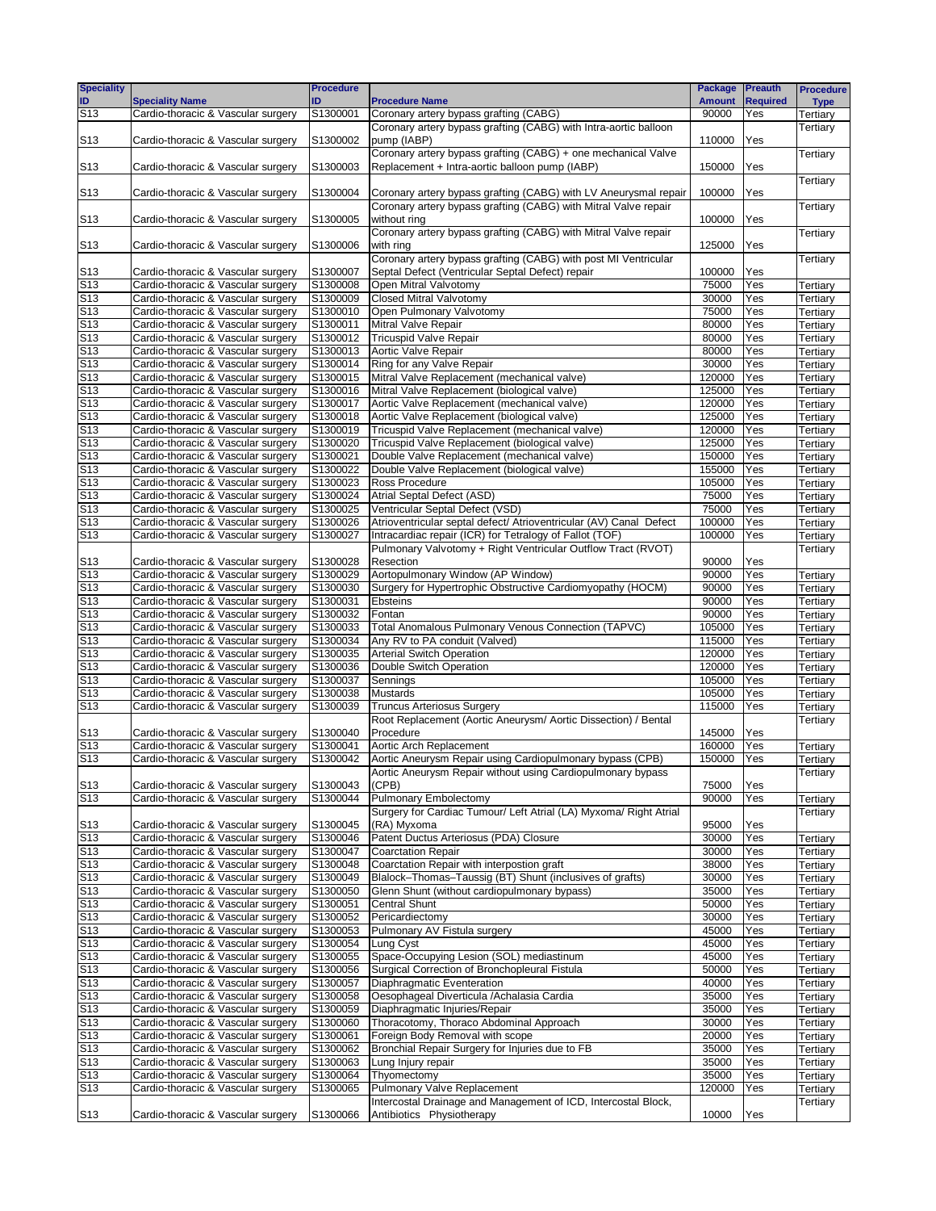| Speciality ID | Speciality Name | Procedure ID | Procedure Name | Package Amount | Preauth Required | Procedure Type |
|---|---|---|---|---|---|---|
| S13 | Cardio-thoracic & Vascular surgery | S1300001 | Coronary artery bypass grafting (CABG) | 90000 | Yes | Tertiary |
| S13 | Cardio-thoracic & Vascular surgery | S1300002 | Coronary artery bypass grafting (CABG) with Intra-aortic balloon pump (IABP) | 110000 | Yes | Tertiary |
| S13 | Cardio-thoracic & Vascular surgery | S1300003 | Coronary artery bypass grafting (CABG) + one mechanical Valve Replacement + Intra-aortic balloon pump (IABP) | 150000 | Yes | Tertiary |
| S13 | Cardio-thoracic & Vascular surgery | S1300004 | Coronary artery bypass grafting (CABG) with LV Aneurysmal repair | 100000 | Yes | Tertiary |
| S13 | Cardio-thoracic & Vascular surgery | S1300005 | Coronary artery bypass grafting (CABG) with Mitral Valve repair without ring | 100000 | Yes | Tertiary |
| S13 | Cardio-thoracic & Vascular surgery | S1300006 | Coronary artery bypass grafting (CABG) with Mitral Valve repair with ring | 125000 | Yes | Tertiary |
| S13 | Cardio-thoracic & Vascular surgery | S1300007 | Coronary artery bypass grafting (CABG) with post MI Ventricular Septal Defect (Ventricular Septal Defect) repair | 100000 | Yes | Tertiary |
| S13 | Cardio-thoracic & Vascular surgery | S1300008 | Open Mitral Valvotomy | 75000 | Yes | Tertiary |
| S13 | Cardio-thoracic & Vascular surgery | S1300009 | Closed Mitral Valvotomy | 30000 | Yes | Tertiary |
| S13 | Cardio-thoracic & Vascular surgery | S1300010 | Open Pulmonary Valvotomy | 75000 | Yes | Tertiary |
| S13 | Cardio-thoracic & Vascular surgery | S1300011 | Mitral Valve Repair | 80000 | Yes | Tertiary |
| S13 | Cardio-thoracic & Vascular surgery | S1300012 | Tricuspid Valve Repair | 80000 | Yes | Tertiary |
| S13 | Cardio-thoracic & Vascular surgery | S1300013 | Aortic Valve Repair | 80000 | Yes | Tertiary |
| S13 | Cardio-thoracic & Vascular surgery | S1300014 | Ring for any Valve Repair | 30000 | Yes | Tertiary |
| S13 | Cardio-thoracic & Vascular surgery | S1300015 | Mitral Valve Replacement (mechanical valve) | 120000 | Yes | Tertiary |
| S13 | Cardio-thoracic & Vascular surgery | S1300016 | Mitral Valve Replacement (biological valve) | 125000 | Yes | Tertiary |
| S13 | Cardio-thoracic & Vascular surgery | S1300017 | Aortic Valve Replacement (mechanical valve) | 120000 | Yes | Tertiary |
| S13 | Cardio-thoracic & Vascular surgery | S1300018 | Aortic Valve Replacement (biological valve) | 125000 | Yes | Tertiary |
| S13 | Cardio-thoracic & Vascular surgery | S1300019 | Tricuspid Valve Replacement (mechanical valve) | 120000 | Yes | Tertiary |
| S13 | Cardio-thoracic & Vascular surgery | S1300020 | Tricuspid Valve Replacement (biological valve) | 125000 | Yes | Tertiary |
| S13 | Cardio-thoracic & Vascular surgery | S1300021 | Double Valve Replacement (mechanical valve) | 150000 | Yes | Tertiary |
| S13 | Cardio-thoracic & Vascular surgery | S1300022 | Double Valve Replacement (biological valve) | 155000 | Yes | Tertiary |
| S13 | Cardio-thoracic & Vascular surgery | S1300023 | Ross Procedure | 105000 | Yes | Tertiary |
| S13 | Cardio-thoracic & Vascular surgery | S1300024 | Atrial Septal Defect (ASD) | 75000 | Yes | Tertiary |
| S13 | Cardio-thoracic & Vascular surgery | S1300025 | Ventricular Septal Defect (VSD) | 75000 | Yes | Tertiary |
| S13 | Cardio-thoracic & Vascular surgery | S1300026 | Atrioventricular septal defect/ Atrioventricular (AV) Canal Defect | 100000 | Yes | Tertiary |
| S13 | Cardio-thoracic & Vascular surgery | S1300027 | Intracardiac repair (ICR) for Tetralogy of Fallot (TOF) | 100000 | Yes | Tertiary |
| S13 | Cardio-thoracic & Vascular surgery | S1300028 | Pulmonary Valvotomy + Right Ventricular Outflow Tract (RVOT) Resection | 90000 | Yes | Tertiary |
| S13 | Cardio-thoracic & Vascular surgery | S1300029 | Aortopulmonary Window (AP Window) | 90000 | Yes | Tertiary |
| S13 | Cardio-thoracic & Vascular surgery | S1300030 | Surgery for Hypertrophic Obstructive Cardiomyopathy (HOCM) | 90000 | Yes | Tertiary |
| S13 | Cardio-thoracic & Vascular surgery | S1300031 | Ebsteins | 90000 | Yes | Tertiary |
| S13 | Cardio-thoracic & Vascular surgery | S1300032 | Fontan | 90000 | Yes | Tertiary |
| S13 | Cardio-thoracic & Vascular surgery | S1300033 | Total Anomalous Pulmonary Venous Connection (TAPVC) | 105000 | Yes | Tertiary |
| S13 | Cardio-thoracic & Vascular surgery | S1300034 | Any RV to PA conduit (Valved) | 115000 | Yes | Tertiary |
| S13 | Cardio-thoracic & Vascular surgery | S1300035 | Arterial Switch Operation | 120000 | Yes | Tertiary |
| S13 | Cardio-thoracic & Vascular surgery | S1300036 | Double Switch Operation | 120000 | Yes | Tertiary |
| S13 | Cardio-thoracic & Vascular surgery | S1300037 | Sennings | 105000 | Yes | Tertiary |
| S13 | Cardio-thoracic & Vascular surgery | S1300038 | Mustards | 105000 | Yes | Tertiary |
| S13 | Cardio-thoracic & Vascular surgery | S1300039 | Truncus Arteriosus Surgery | 115000 | Yes | Tertiary |
| S13 | Cardio-thoracic & Vascular surgery | S1300040 | Root Replacement (Aortic Aneurysm/ Aortic Dissection) / Bental Procedure | 145000 | Yes | Tertiary |
| S13 | Cardio-thoracic & Vascular surgery | S1300041 | Aortic Arch Replacement | 160000 | Yes | Tertiary |
| S13 | Cardio-thoracic & Vascular surgery | S1300042 | Aortic Aneurysm Repair using Cardiopulmonary bypass (CPB) | 150000 | Yes | Tertiary |
| S13 | Cardio-thoracic & Vascular surgery | S1300043 | Aortic Aneurysm Repair without using Cardiopulmonary bypass (CPB) | 75000 | Yes | Tertiary |
| S13 | Cardio-thoracic & Vascular surgery | S1300044 | Pulmonary Embolectomy | 90000 | Yes | Tertiary |
| S13 | Cardio-thoracic & Vascular surgery | S1300045 | Surgery for Cardiac Tumour/ Left Atrial (LA) Myxoma/ Right Atrial (RA) Myxoma | 95000 | Yes | Tertiary |
| S13 | Cardio-thoracic & Vascular surgery | S1300046 | Patent Ductus Arteriosus (PDA) Closure | 30000 | Yes | Tertiary |
| S13 | Cardio-thoracic & Vascular surgery | S1300047 | Coarctation Repair | 30000 | Yes | Tertiary |
| S13 | Cardio-thoracic & Vascular surgery | S1300048 | Coarctation Repair with interpostion graft | 38000 | Yes | Tertiary |
| S13 | Cardio-thoracic & Vascular surgery | S1300049 | Blalock–Thomas–Taussig (BT) Shunt (inclusives of grafts) | 30000 | Yes | Tertiary |
| S13 | Cardio-thoracic & Vascular surgery | S1300050 | Glenn Shunt (without cardiopulmonary bypass) | 35000 | Yes | Tertiary |
| S13 | Cardio-thoracic & Vascular surgery | S1300051 | Central Shunt | 50000 | Yes | Tertiary |
| S13 | Cardio-thoracic & Vascular surgery | S1300052 | Pericardiectomy | 30000 | Yes | Tertiary |
| S13 | Cardio-thoracic & Vascular surgery | S1300053 | Pulmonary AV Fistula surgery | 45000 | Yes | Tertiary |
| S13 | Cardio-thoracic & Vascular surgery | S1300054 | Lung Cyst | 45000 | Yes | Tertiary |
| S13 | Cardio-thoracic & Vascular surgery | S1300055 | Space-Occupying Lesion (SOL) mediastinum | 45000 | Yes | Tertiary |
| S13 | Cardio-thoracic & Vascular surgery | S1300056 | Surgical Correction of Bronchopleural Fistula | 50000 | Yes | Tertiary |
| S13 | Cardio-thoracic & Vascular surgery | S1300057 | Diaphragmatic Eventeration | 40000 | Yes | Tertiary |
| S13 | Cardio-thoracic & Vascular surgery | S1300058 | Oesophageal Diverticula /Achalasia Cardia | 35000 | Yes | Tertiary |
| S13 | Cardio-thoracic & Vascular surgery | S1300059 | Diaphragmatic Injuries/Repair | 35000 | Yes | Tertiary |
| S13 | Cardio-thoracic & Vascular surgery | S1300060 | Thoracotomy, Thoraco Abdominal Approach | 30000 | Yes | Tertiary |
| S13 | Cardio-thoracic & Vascular surgery | S1300061 | Foreign Body Removal with scope | 20000 | Yes | Tertiary |
| S13 | Cardio-thoracic & Vascular surgery | S1300062 | Bronchial Repair Surgery for Injuries due to FB | 35000 | Yes | Tertiary |
| S13 | Cardio-thoracic & Vascular surgery | S1300063 | Lung Injury repair | 35000 | Yes | Tertiary |
| S13 | Cardio-thoracic & Vascular surgery | S1300064 | Thyomectomy | 35000 | Yes | Tertiary |
| S13 | Cardio-thoracic & Vascular surgery | S1300065 | Pulmonary Valve Replacement | 120000 | Yes | Tertiary |
| S13 | Cardio-thoracic & Vascular surgery | S1300066 | Intercostal Drainage and Management of ICD, Intercostal Block, Antibiotics Physiotherapy | 10000 | Yes | Tertiary |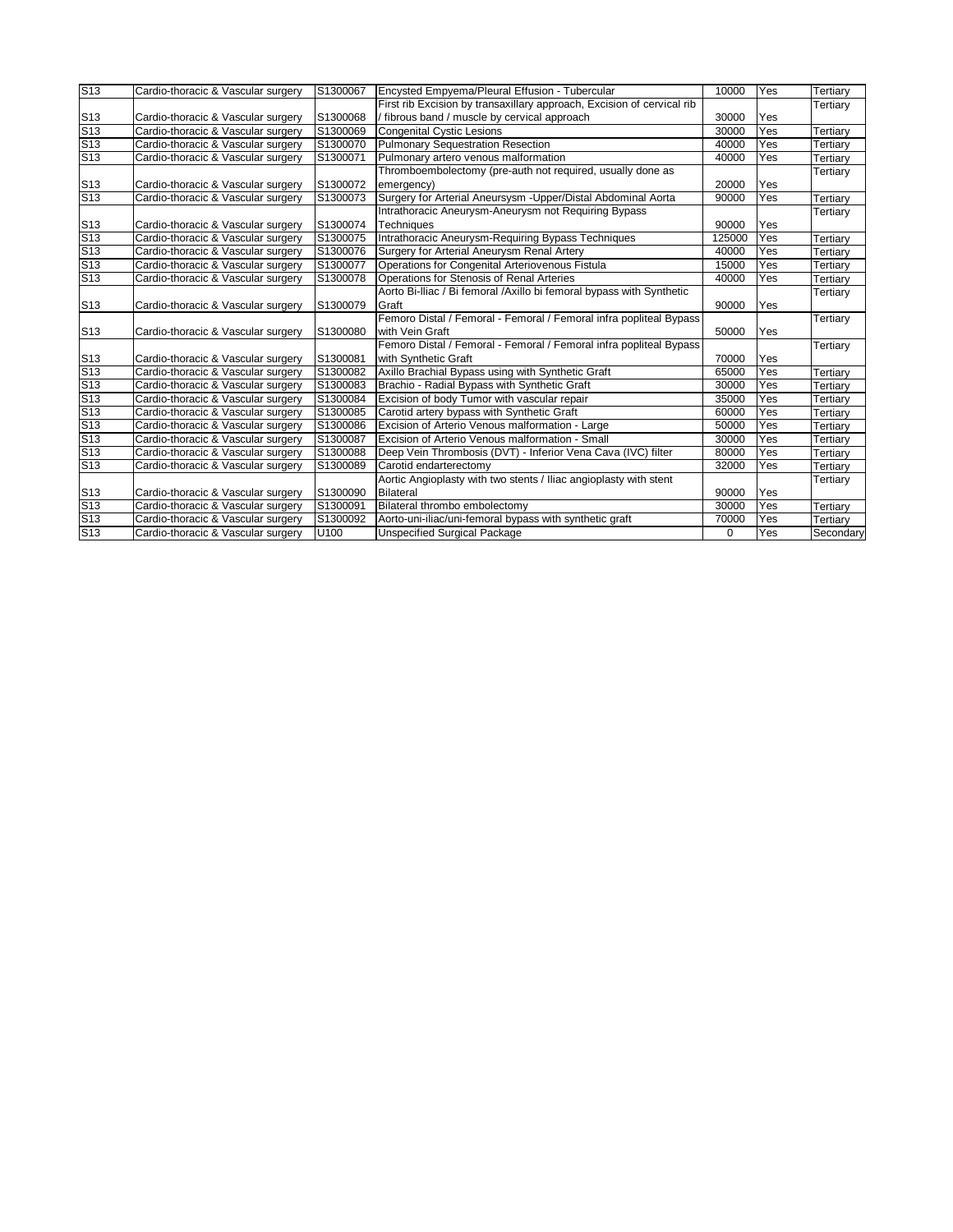| | | | | | | |
|---|---|---|---|---|---|---|
| S13 | Cardio-thoracic & Vascular surgery | S1300067 | Encysted Empyema/Pleural Effusion - Tubercular | 10000 | Yes | Tertiary |
| S13 | Cardio-thoracic & Vascular surgery | S1300068 | First rib Excision by transaxillary approach, Excision of cervical rib / fibrous band / muscle by cervical approach | 30000 | Yes | Tertiary |
| S13 | Cardio-thoracic & Vascular surgery | S1300069 | Congenital Cystic Lesions | 30000 | Yes | Tertiary |
| S13 | Cardio-thoracic & Vascular surgery | S1300070 | Pulmonary Sequestration Resection | 40000 | Yes | Tertiary |
| S13 | Cardio-thoracic & Vascular surgery | S1300071 | Pulmonary artero venous malformation | 40000 | Yes | Tertiary |
| S13 | Cardio-thoracic & Vascular surgery | S1300072 | Thromboembolectomy (pre-auth not required, usually done as emergency) | 20000 | Yes | Tertiary |
| S13 | Cardio-thoracic & Vascular surgery | S1300073 | Surgery for Arterial Aneursysm -Upper/Distal Abdominal Aorta | 90000 | Yes | Tertiary |
| S13 | Cardio-thoracic & Vascular surgery | S1300074 | Intrathoracic Aneurysm-Aneurysm not Requiring Bypass Techniques | 90000 | Yes | Tertiary |
| S13 | Cardio-thoracic & Vascular surgery | S1300075 | Intrathoracic Aneurysm-Requiring Bypass Techniques | 125000 | Yes | Tertiary |
| S13 | Cardio-thoracic & Vascular surgery | S1300076 | Surgery for Arterial Aneurysm Renal Artery | 40000 | Yes | Tertiary |
| S13 | Cardio-thoracic & Vascular surgery | S1300077 | Operations for Congenital Arteriovenous Fistula | 15000 | Yes | Tertiary |
| S13 | Cardio-thoracic & Vascular surgery | S1300078 | Operations for Stenosis of Renal Arteries | 40000 | Yes | Tertiary |
| S13 | Cardio-thoracic & Vascular surgery | S1300079 | Aorto Bi-Iliac / Bi femoral /Axillo bi femoral bypass with Synthetic Graft | 90000 | Yes | Tertiary |
| S13 | Cardio-thoracic & Vascular surgery | S1300080 | Femoro Distal / Femoral - Femoral / Femoral infra popliteal Bypass with Vein Graft | 50000 | Yes | Tertiary |
| S13 | Cardio-thoracic & Vascular surgery | S1300081 | Femoro Distal / Femoral - Femoral / Femoral infra popliteal Bypass with Synthetic Graft | 70000 | Yes | Tertiary |
| S13 | Cardio-thoracic & Vascular surgery | S1300082 | Axillo Brachial Bypass using with Synthetic Graft | 65000 | Yes | Tertiary |
| S13 | Cardio-thoracic & Vascular surgery | S1300083 | Brachio - Radial Bypass with Synthetic Graft | 30000 | Yes | Tertiary |
| S13 | Cardio-thoracic & Vascular surgery | S1300084 | Excision of body Tumor with vascular repair | 35000 | Yes | Tertiary |
| S13 | Cardio-thoracic & Vascular surgery | S1300085 | Carotid artery bypass with Synthetic Graft | 60000 | Yes | Tertiary |
| S13 | Cardio-thoracic & Vascular surgery | S1300086 | Excision of Arterio Venous malformation - Large | 50000 | Yes | Tertiary |
| S13 | Cardio-thoracic & Vascular surgery | S1300087 | Excision of Arterio Venous malformation - Small | 30000 | Yes | Tertiary |
| S13 | Cardio-thoracic & Vascular surgery | S1300088 | Deep Vein Thrombosis (DVT) - Inferior Vena Cava (IVC) filter | 80000 | Yes | Tertiary |
| S13 | Cardio-thoracic & Vascular surgery | S1300089 | Carotid endarterectomy | 32000 | Yes | Tertiary |
| S13 | Cardio-thoracic & Vascular surgery | S1300090 | Aortic Angioplasty with two stents / Iliac angioplasty with stent Bilateral | 90000 | Yes | Tertiary |
| S13 | Cardio-thoracic & Vascular surgery | S1300091 | Bilateral thrombo embolectomy | 30000 | Yes | Tertiary |
| S13 | Cardio-thoracic & Vascular surgery | S1300092 | Aorto-uni-iliac/uni-femoral bypass with synthetic graft | 70000 | Yes | Tertiary |
| S13 | Cardio-thoracic & Vascular surgery | U100 | Unspecified Surgical Package | 0 | Yes | Secondary |